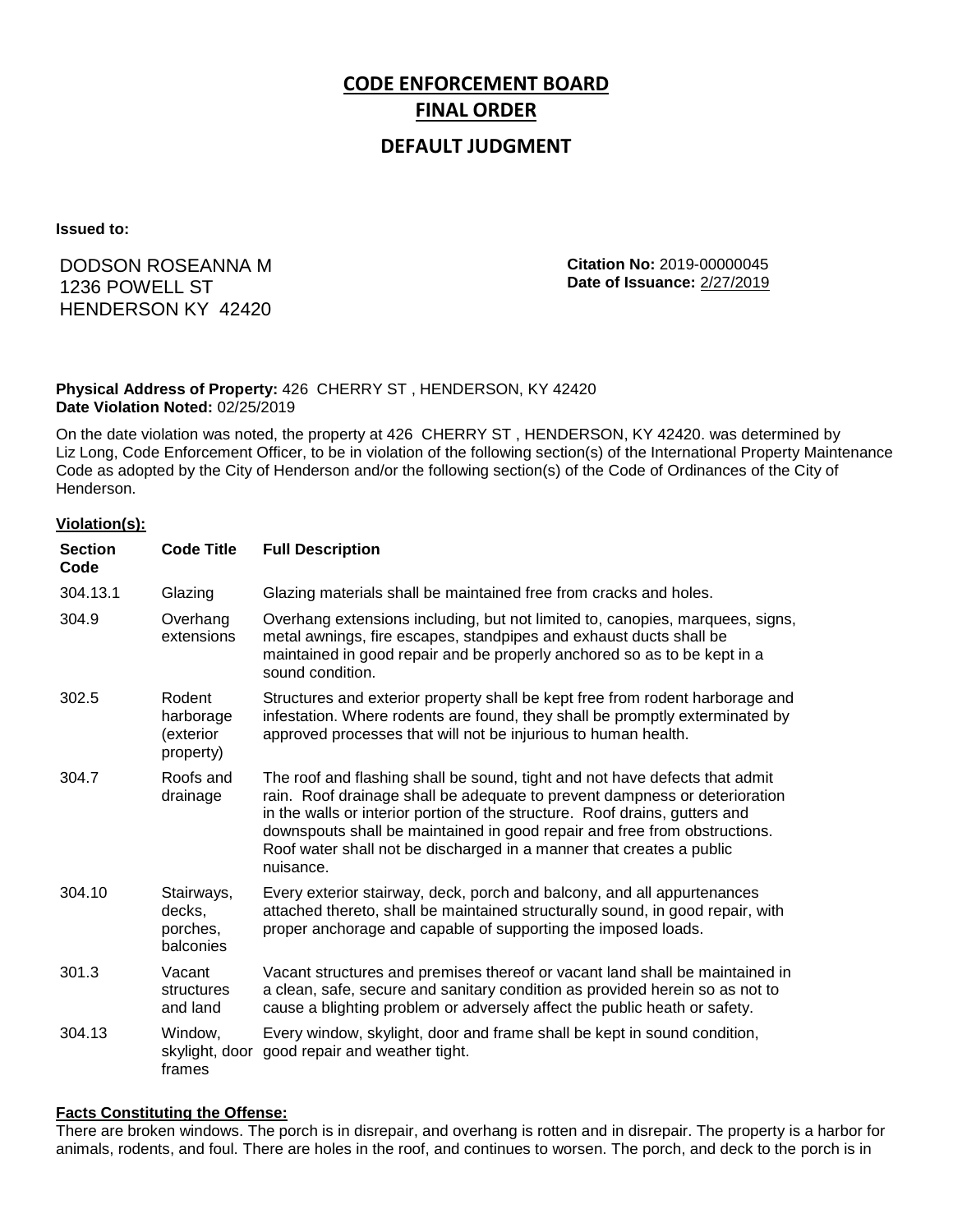# CODE ENFORCEMENT BOARD

## FINAL ORDER

## DEFAULT JUDGMENT

**Issued to:**

DODSON ROSEANNA M
1236 POWELL ST
HENDERSON KY 42420

**Citation No:** 2019-00000045
**Date of Issuance:** 2/27/2019

**Physical Address of Property:** 426 CHERRY ST , HENDERSON, KY 42420
**Date Violation Noted:** 02/25/2019

On the date violation was noted, the property at 426 CHERRY ST , HENDERSON, KY 42420. was determined by Liz Long, Code Enforcement Officer, to be in violation of the following section(s) of the International Property Maintenance Code as adopted by the City of Henderson and/or the following section(s) of the Code of Ordinances of the City of Henderson.

**Violation(s):**

| Section Code | Code Title | Full Description |
|---|---|---|
| 304.13.1 | Glazing | Glazing materials shall be maintained free from cracks and holes. |
| 304.9 | Overhang extensions | Overhang extensions including, but not limited to, canopies, marquees, signs, metal awnings, fire escapes, standpipes and exhaust ducts shall be maintained in good repair and be properly anchored so as to be kept in a sound condition. |
| 302.5 | Rodent harborage (exterior property) | Structures and exterior property shall be kept free from rodent harborage and infestation. Where rodents are found, they shall be promptly exterminated by approved processes that will not be injurious to human health. |
| 304.7 | Roofs and drainage | The roof and flashing shall be sound, tight and not have defects that admit rain. Roof drainage shall be adequate to prevent dampness or deterioration in the walls or interior portion of the structure. Roof drains, gutters and downspouts shall be maintained in good repair and free from obstructions. Roof water shall not be discharged in a manner that creates a public nuisance. |
| 304.10 | Stairways, decks, porches, balconies | Every exterior stairway, deck, porch and balcony, and all appurtenances attached thereto, shall be maintained structurally sound, in good repair, with proper anchorage and capable of supporting the imposed loads. |
| 301.3 | Vacant structures and land | Vacant structures and premises thereof or vacant land shall be maintained in a clean, safe, secure and sanitary condition as provided herein so as not to cause a blighting problem or adversely affect the public heath or safety. |
| 304.13 | Window, skylight, door frames | Every window, skylight, door and frame shall be kept in sound condition, good repair and weather tight. |

**Facts Constituting the Offense:**

There are broken windows. The porch is in disrepair, and overhang is rotten and in disrepair. The property is a harbor for animals, rodents, and foul. There are holes in the roof, and continues to worsen. The porch, and deck to the porch is in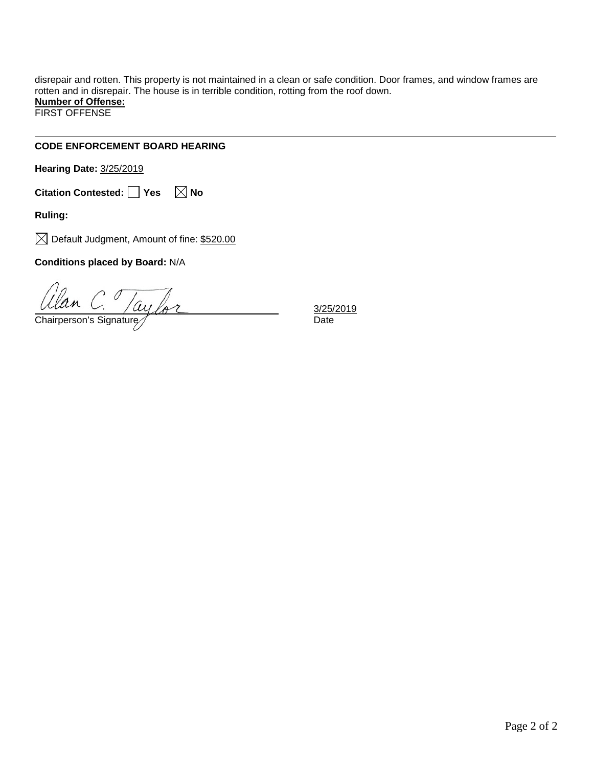disrepair and rotten. This property is not maintained in a clean or safe condition. Door frames, and window frames are rotten and in disrepair. The house is in terrible condition, rotting from the roof down.

**Number of Offense:**

FIRST OFFENSE

---

**CODE ENFORCEMENT BOARD HEARING**

**Hearing Date:** 3/25/2019

**Citation Contested:** ☐ Yes ☒ No

**Ruling:**

☒ Default Judgment, Amount of fine: $520.00

**Conditions placed by Board:** N/A

Alan C. Taylor
Chairperson's Signature

3/25/2019
Date